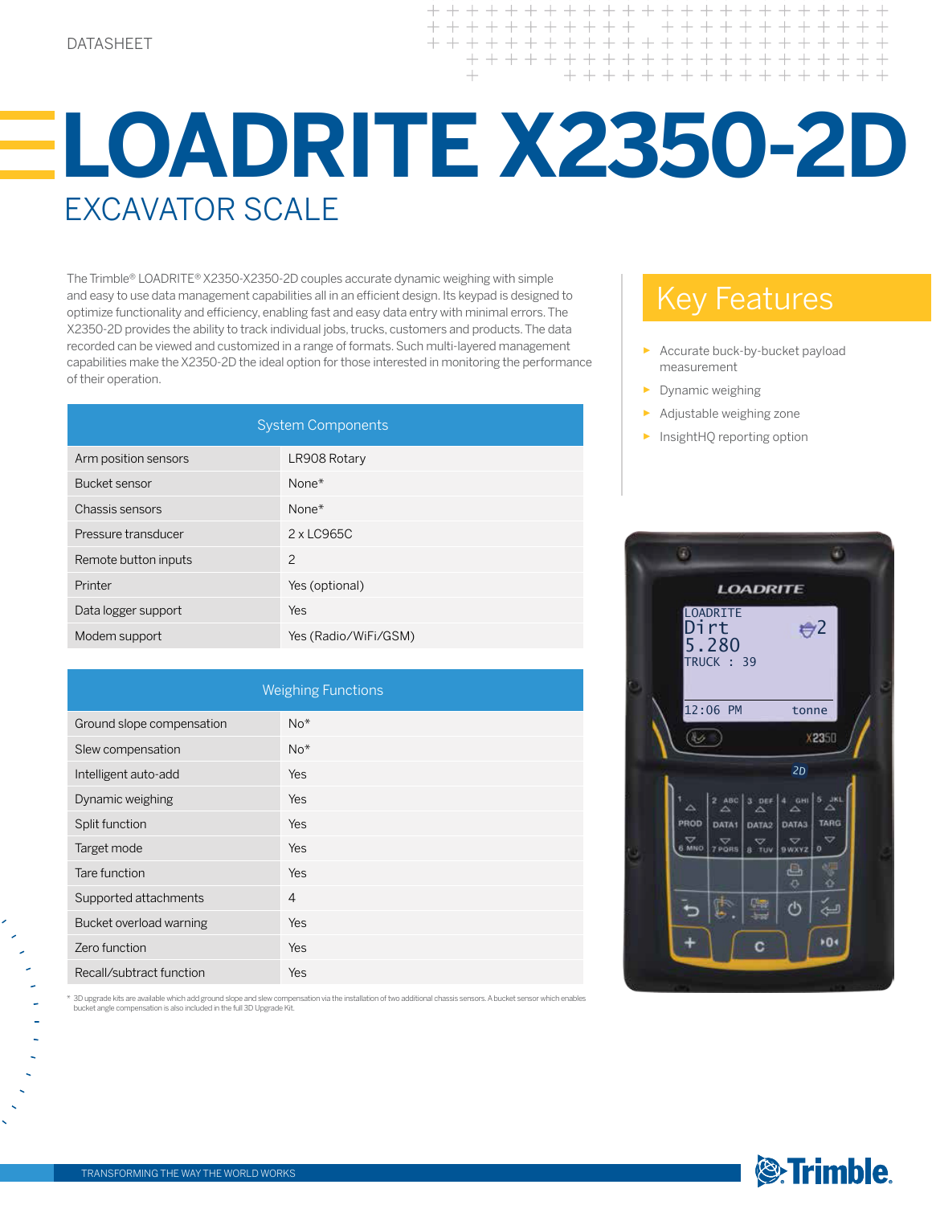DATASHEET

# LOADRITE X2350-2D

## EXCAVATOR SCALE

The Trimble® LOADRITE® X2350-X2350-2D couples accurate dynamic weighing with simple and easy to use data management capabilities all in an efficient design. Its keypad is designed to optimize functionality and efficiency, enabling fast and easy data entry with minimal errors. The X2350-2D provides the ability to track individual jobs, trucks, customers and products. The data recorded can be viewed and customized in a range of formats. Such multi-layered management capabilities make the X2350-2D the ideal option for those interested in monitoring the performance of their operation.

| System Components | |
|---|---|
| Arm position sensors | LR908 Rotary |
| Bucket sensor | None* |
| Chassis sensors | None* |
| Pressure transducer | 2 x LC965C |
| Remote button inputs | 2 |
| Printer | Yes (optional) |
| Data logger support | Yes |
| Modem support | Yes (Radio/WiFi/GSM) |

| Weighing Functions | |
|---|---|
| Ground slope compensation | No* |
| Slew compensation | No* |
| Intelligent auto-add | Yes |
| Dynamic weighing | Yes |
| Split function | Yes |
| Target mode | Yes |
| Tare function | Yes |
| Supported attachments | 4 |
| Bucket overload warning | Yes |
| Zero function | Yes |
| Recall/subtract function | Yes |

* 3D upgrade kits are available which add ground slope and slew compensation via the installation of two additional chassis sensors. A bucket sensor which enables bucket angle compensation is also included in the full 3D Upgrade Kit.

## Key Features

- Accurate buck-by-bucket payload measurement
- Dynamic weighing
- Adjustable weighing zone
- InsightHQ reporting option

TRANSFORMING THE WAY THE WORLD WORKS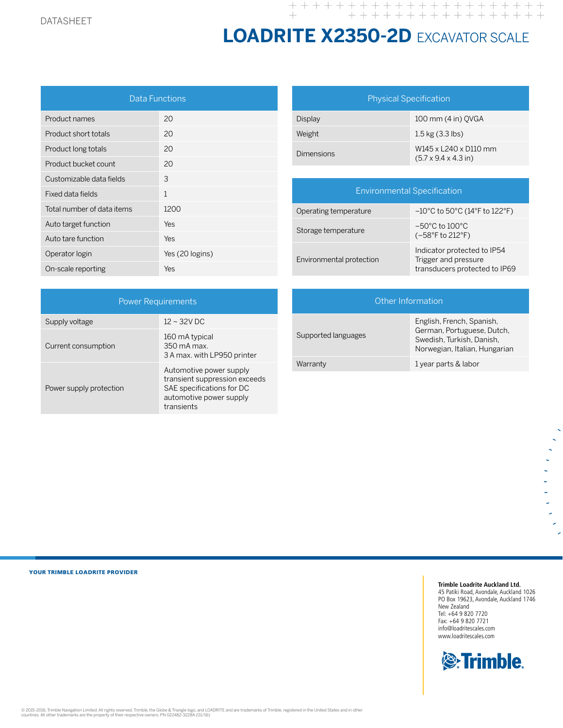DATASHEET

# LOADRITE X2350-2D EXCAVATOR SCALE

| Data Functions | |
|---|---|
| Product names | 20 |
| Product short totals | 20 |
| Product long totals | 20 |
| Product bucket count | 20 |
| Customizable data fields | 3 |
| Fixed data fields | 1 |
| Total number of data items | 1200 |
| Auto target function | Yes |
| Auto tare function | Yes |
| Operator login | Yes (20 logins) |
| On-scale reporting | Yes |

| Power Requirements | |
|---|---|
| Supply voltage | 12 ~ 32V DC |
| Current consumption | 160 mA typical<br>350 mA max.<br>3 A max. with LP950 printer |
| Power supply protection | Automotive power supply transient suppression exceeds SAE specifications for DC automotive power supply transients |

| Physical Specification | |
|---|---|
| Display | 100 mm (4 in) QVGA |
| Weight | 1.5 kg (3.3 lbs) |
| Dimensions | W145 x L240 x D110 mm<br>(5.7 x 9.4 x 4.3 in) |

| Environmental Specification | |
|---|---|
| Operating temperature | −10°C to 50°C (14°F to 122°F) |
| Storage temperature | −50°C to 100°C<br>(−58°F to 212°F) |
| Environmental protection | Indicator protected to IP54<br>Trigger and pressure transducers protected to IP69 |

| Other Information | |
|---|---|
| Supported languages | English, French, Spanish, German, Portuguese, Dutch, Swedish, Turkish, Danish, Norwegian, Italian, Hungarian |
| Warranty | 1 year parts & labor |

**YOUR TRIMBLE LOADRITE PROVIDER**

**Trimble Loadrite Auckland Ltd.**
45 Patiki Road, Avondale, Auckland 1026
PO Box 19623, Avondale, Auckland 1746
New Zealand
Tel: +64 9 820 7720
Fax: +64 9 820 7721
info@loadritescales.com
www.loadritescales.com

Trimble.

© 2015-2016, Trimble Navigation Limited. All rights reserved. Trimble, the Globe & Triangle logo, and LOADRITE and are trademarks of Trimble, registered in the United States and in other countries. All other trademarks are the property of their respective owners. PN 022482-3228A (01/16)